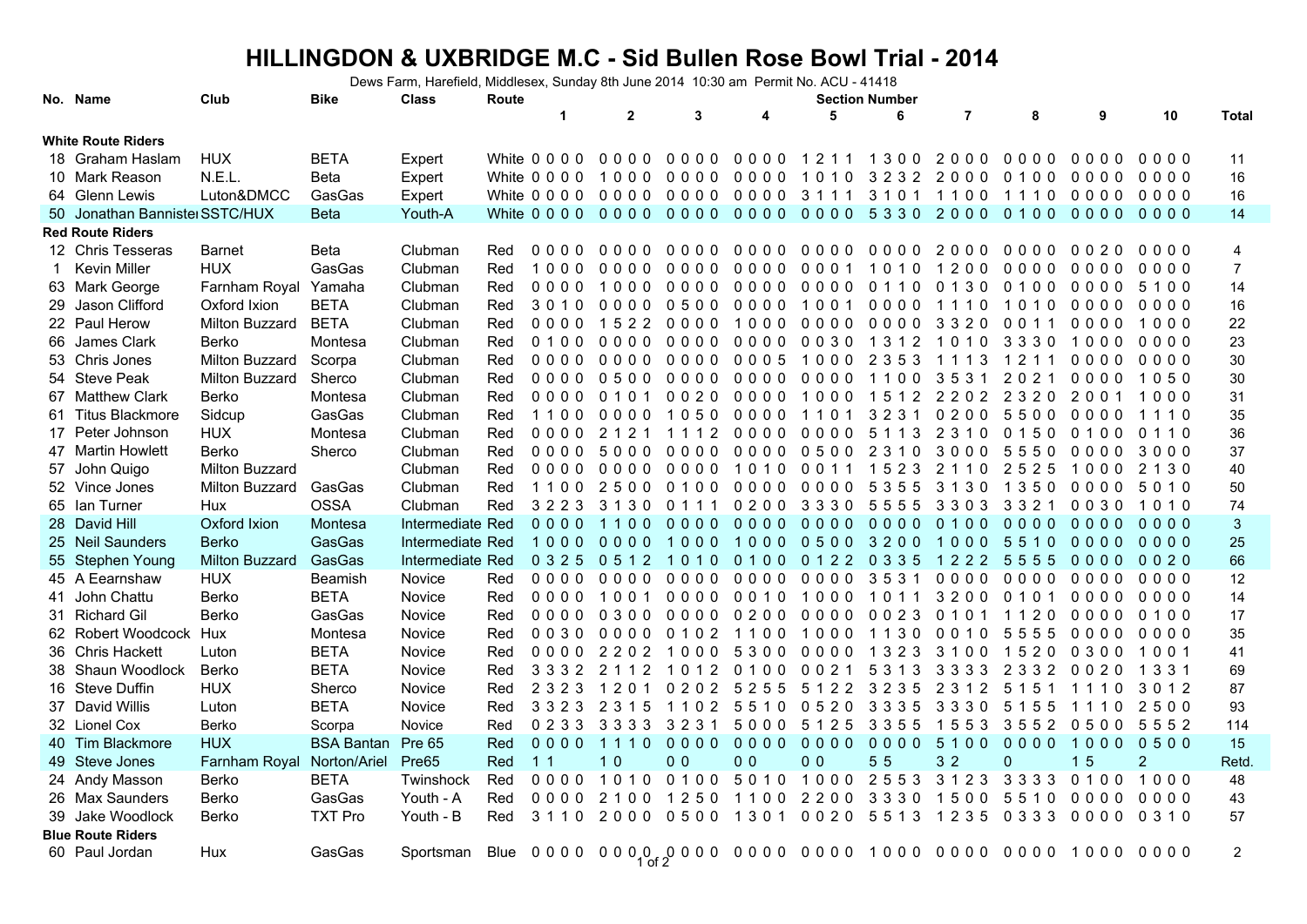# HILLINGDON & UXBRIDGE M.C - Sid Bullen Rose Bowl Trial - 2014

Dews Farm, Harefield, Middlesex, Sunday 8th June 2014 10:30 am Permit No. ACU - 41418

| No. | Name | Club | Bike | Class | Route | 1 | 2 | 3 | 4 | 5 | 6 | 7 | 8 | 9 | 10 | Total |
|---|---|---|---|---|---|---|---|---|---|---|---|---|---|---|---|---|
| **White Route Riders** | | | | | | | | | | | | | | | | |
| 18 | Graham Haslam | HUX | BETA | Expert | White | 0 0 0 0 | 0 0 0 0 | 0 0 0 0 | 0 0 0 0 | 1 2 1 1 | 1 3 0 0 | 2 0 0 0 | 0 0 0 0 | 0 0 0 0 | 0 0 0 0 | 11 |
| 10 | Mark Reason | N.E.L. | Beta | Expert | White | 0 0 0 0 | 1 0 0 0 | 0 0 0 0 | 0 0 0 0 | 1 0 1 0 | 3 2 3 2 | 2 0 0 0 | 0 1 0 0 | 0 0 0 0 | 0 0 0 0 | 16 |
| 64 | Glenn Lewis | Luton&DMCC | GasGas | Expert | White | 0 0 0 0 | 0 0 0 0 | 0 0 0 0 | 0 0 0 0 | 3 1 1 1 | 3 1 0 1 | 1 1 0 0 | 1 1 1 0 | 0 0 0 0 | 0 0 0 0 | 16 |
| 50 | Jonathan Bannister | SSTC/HUX | Beta | Youth-A | White | 0 0 0 0 | 0 0 0 0 | 0 0 0 0 | 0 0 0 0 | 0 0 0 0 | 5 3 3 0 | 2 0 0 0 | 0 1 0 0 | 0 0 0 0 | 0 0 0 0 | 14 |
| **Red Route Riders** | | | | | | | | | | | | | | | | |
| 12 | Chris Tesseras | Barnet | Beta | Clubman | Red | 0 0 0 0 | 0 0 0 0 | 0 0 0 0 | 0 0 0 0 | 0 0 0 0 | 0 0 0 0 | 2 0 0 0 | 0 0 0 0 | 0 0 2 0 | 0 0 0 0 | 4 |
| 1 | Kevin Miller | HUX | GasGas | Clubman | Red | 1 0 0 0 | 0 0 0 0 | 0 0 0 0 | 0 0 0 0 | 0 0 0 1 | 1 0 1 0 | 1 2 0 0 | 0 0 0 0 | 0 0 0 0 | 0 0 0 0 | 7 |
| 63 | Mark George | Farnham Royal | Yamaha | Clubman | Red | 0 0 0 0 | 1 0 0 0 | 0 0 0 0 | 0 0 0 0 | 0 0 0 0 | 0 1 1 0 | 0 1 3 0 | 0 1 0 0 | 0 0 0 0 | 5 1 0 0 | 14 |
| 29 | Jason Clifford | Oxford Ixion | BETA | Clubman | Red | 3 0 1 0 | 0 0 0 0 | 0 5 0 0 | 0 0 0 0 | 1 0 0 1 | 0 0 0 0 | 1 1 1 0 | 1 0 1 0 | 0 0 0 0 | 0 0 0 0 | 16 |
| 22 | Paul Herow | Milton Buzzard | BETA | Clubman | Red | 0 0 0 0 | 1 5 2 2 | 0 0 0 0 | 1 0 0 0 | 0 0 0 0 | 0 0 0 0 | 3 3 2 0 | 0 0 1 1 | 0 0 0 0 | 1 0 0 0 | 22 |
| 66 | James Clark | Berko | Montesa | Clubman | Red | 0 1 0 0 | 0 0 0 0 | 0 0 0 0 | 0 0 0 0 | 0 0 3 0 | 1 3 1 2 | 1 0 1 0 | 3 3 3 0 | 1 0 0 0 | 0 0 0 0 | 23 |
| 53 | Chris Jones | Milton Buzzard | Scorpa | Clubman | Red | 0 0 0 0 | 0 0 0 0 | 0 0 0 0 | 0 0 0 5 | 1 0 0 0 | 2 3 5 3 | 1 1 1 3 | 1 2 1 1 | 0 0 0 0 | 0 0 0 0 | 30 |
| 54 | Steve Peak | Milton Buzzard | Sherco | Clubman | Red | 0 0 0 0 | 0 5 0 0 | 0 0 0 0 | 0 0 0 0 | 0 0 0 0 | 1 1 0 0 | 3 5 3 1 | 2 0 2 1 | 0 0 0 0 | 1 0 5 0 | 30 |
| 67 | Matthew Clark | Berko | Montesa | Clubman | Red | 0 0 0 0 | 0 1 0 1 | 0 0 2 0 | 0 0 0 0 | 1 0 0 0 | 1 5 1 2 | 2 2 0 2 | 2 3 2 0 | 2 0 0 1 | 1 0 0 0 | 31 |
| 61 | Titus Blackmore | Sidcup | GasGas | Clubman | Red | 1 1 0 0 | 0 0 0 0 | 1 0 5 0 | 0 0 0 0 | 1 1 0 1 | 3 2 3 1 | 0 2 0 0 | 5 5 0 0 | 0 0 0 0 | 1 1 1 0 | 35 |
| 17 | Peter Johnson | HUX | Montesa | Clubman | Red | 0 0 0 0 | 2 1 2 1 | 1 1 1 2 | 0 0 0 0 | 0 0 0 0 | 5 1 1 3 | 2 3 1 0 | 0 1 5 0 | 0 1 0 0 | 0 1 1 0 | 36 |
| 47 | Martin Howlett | Berko | Sherco | Clubman | Red | 0 0 0 0 | 5 0 0 0 | 0 0 0 0 | 0 0 0 0 | 0 5 0 0 | 2 3 1 0 | 3 0 0 0 | 5 5 5 0 | 0 0 0 0 | 3 0 0 0 | 37 |
| 57 | John Quigo | Milton Buzzard | | Clubman | Red | 0 0 0 0 | 0 0 0 0 | 0 0 0 0 | 1 0 1 0 | 0 0 1 1 | 1 5 2 3 | 2 1 1 0 | 2 5 2 5 | 1 0 0 0 | 2 1 3 0 | 40 |
| 52 | Vince Jones | Milton Buzzard | GasGas | Clubman | Red | 1 1 0 0 | 2 5 0 0 | 0 1 0 0 | 0 0 0 0 | 0 0 0 0 | 5 3 5 5 | 3 1 3 0 | 1 3 5 0 | 0 0 0 0 | 5 0 1 0 | 50 |
| 65 | Ian Turner | Hux | OSSA | Clubman | Red | 3 2 2 3 | 3 1 3 0 | 0 1 1 1 | 0 2 0 0 | 3 3 3 0 | 5 5 5 5 | 3 3 0 3 | 3 3 2 1 | 0 0 3 0 | 1 0 1 0 | 74 |
| 28 | David Hill | Oxford Ixion | Montesa | Intermediate | Red | 0 0 0 0 | 1 1 0 0 | 0 0 0 0 | 0 0 0 0 | 0 0 0 0 | 0 0 0 0 | 0 1 0 0 | 0 0 0 0 | 0 0 0 0 | 0 0 0 0 | 3 |
| 25 | Neil Saunders | Berko | GasGas | Intermediate | Red | 1 0 0 0 | 0 0 0 0 | 1 0 0 0 | 1 0 0 0 | 0 5 0 0 | 3 2 0 0 | 1 0 0 0 | 5 5 1 0 | 0 0 0 0 | 0 0 0 0 | 25 |
| 55 | Stephen Young | Milton Buzzard | GasGas | Intermediate | Red | 0 3 2 5 | 0 5 1 2 | 1 0 1 0 | 0 1 0 0 | 0 1 2 2 | 0 3 3 5 | 1 2 2 2 | 5 5 5 5 | 0 0 0 0 | 0 0 2 0 | 66 |
| 45 | A Eearnshaw | HUX | Beamish | Novice | Red | 0 0 0 0 | 0 0 0 0 | 0 0 0 0 | 0 0 0 0 | 0 0 0 0 | 3 5 3 1 | 0 0 0 0 | 0 0 0 0 | 0 0 0 0 | 0 0 0 0 | 12 |
| 41 | John Chattu | Berko | BETA | Novice | Red | 0 0 0 0 | 1 0 0 1 | 0 0 0 0 | 0 0 1 0 | 1 0 0 0 | 1 0 1 1 | 3 2 0 0 | 0 1 0 1 | 0 0 0 0 | 0 0 0 0 | 14 |
| 31 | Richard Gil | Berko | GasGas | Novice | Red | 0 0 0 0 | 0 3 0 0 | 0 0 0 0 | 0 2 0 0 | 0 0 0 0 | 0 0 2 3 | 0 1 0 1 | 1 1 2 0 | 0 0 0 0 | 0 1 0 0 | 17 |
| 62 | Robert Woodcock | Hux | Montesa | Novice | Red | 0 0 3 0 | 0 0 0 0 | 0 1 0 2 | 1 1 0 0 | 1 0 0 0 | 1 1 3 0 | 0 0 1 0 | 5 5 5 5 | 0 0 0 0 | 0 0 0 0 | 35 |
| 36 | Chris Hackett | Luton | BETA | Novice | Red | 0 0 0 0 | 2 2 0 2 | 1 0 0 0 | 5 3 0 0 | 0 0 0 0 | 1 3 2 3 | 3 1 0 0 | 1 5 2 0 | 0 3 0 0 | 1 0 0 1 | 41 |
| 38 | Shaun Woodlock | Berko | BETA | Novice | Red | 3 3 3 2 | 2 1 1 2 | 1 0 1 2 | 0 1 0 0 | 0 0 2 1 | 5 3 1 3 | 3 3 3 3 | 2 3 3 2 | 0 0 2 0 | 1 3 3 1 | 69 |
| 16 | Steve Duffin | HUX | Sherco | Novice | Red | 2 3 2 3 | 1 2 0 1 | 0 2 0 2 | 5 2 5 5 | 5 1 2 2 | 3 2 3 5 | 2 3 1 2 | 5 1 5 1 | 1 1 1 0 | 3 0 1 2 | 87 |
| 37 | David Willis | Luton | BETA | Novice | Red | 3 3 2 3 | 2 3 1 5 | 1 1 0 2 | 5 5 1 0 | 0 5 2 0 | 3 3 3 5 | 3 3 3 0 | 5 1 5 5 | 1 1 1 0 | 2 5 0 0 | 93 |
| 32 | Lionel Cox | Berko | Scorpa | Novice | Red | 0 2 3 3 | 3 3 3 3 | 3 2 3 1 | 5 0 0 0 | 5 1 2 5 | 3 3 5 5 | 1 5 5 3 | 3 5 5 2 | 0 5 0 0 | 5 5 5 2 | 114 |
| 40 | Tim Blackmore | HUX | BSA Bantan | Pre 65 | Red | 0 0 0 0 | 1 1 1 0 | 0 0 0 0 | 0 0 0 0 | 0 0 0 0 | 0 0 0 0 | 5 1 0 0 | 0 0 0 0 | 1 0 0 0 | 0 5 0 0 | 15 |
| 49 | Steve Jones | Farnham Royal | Norton/Ariel | Pre65 | Red | 1 1 | 1 0 | 0 0 | 0 0 | 0 0 | 5 5 | 3 2 | 0 | 1 5 | 2 | Retd. |
| 24 | Andy Masson | Berko | BETA | Twinshock | Red | 0 0 0 0 | 1 0 1 0 | 0 1 0 0 | 5 0 1 0 | 1 0 0 0 | 2 5 5 3 | 3 1 2 3 | 3 3 3 3 | 0 1 0 0 | 1 0 0 0 | 48 |
| 26 | Max Saunders | Berko | GasGas | Youth - A | Red | 0 0 0 0 | 2 1 0 0 | 1 2 5 0 | 1 1 0 0 | 2 2 0 0 | 3 3 3 0 | 1 5 0 0 | 5 5 1 0 | 0 0 0 0 | 0 0 0 0 | 43 |
| 39 | Jake Woodlock | Berko | TXT Pro | Youth - B | Red | 3 1 1 0 | 2 0 0 0 | 0 5 0 0 | 1 3 0 1 | 0 0 2 0 | 5 5 1 3 | 1 2 3 5 | 0 3 3 3 | 0 0 0 0 | 0 3 1 0 | 57 |
| **Blue Route Riders** | | | | | | | | | | | | | | | | |
| 60 | Paul Jordan | Hux | GasGas | Sportsman | Blue | 0 0 0 0 | 0 0 0 0 | 0 0 0 0 | 0 0 0 0 | 0 0 0 0 | 1 0 0 0 | 0 0 0 0 | 0 0 0 0 | 1 0 0 0 | 0 0 0 0 | 2 |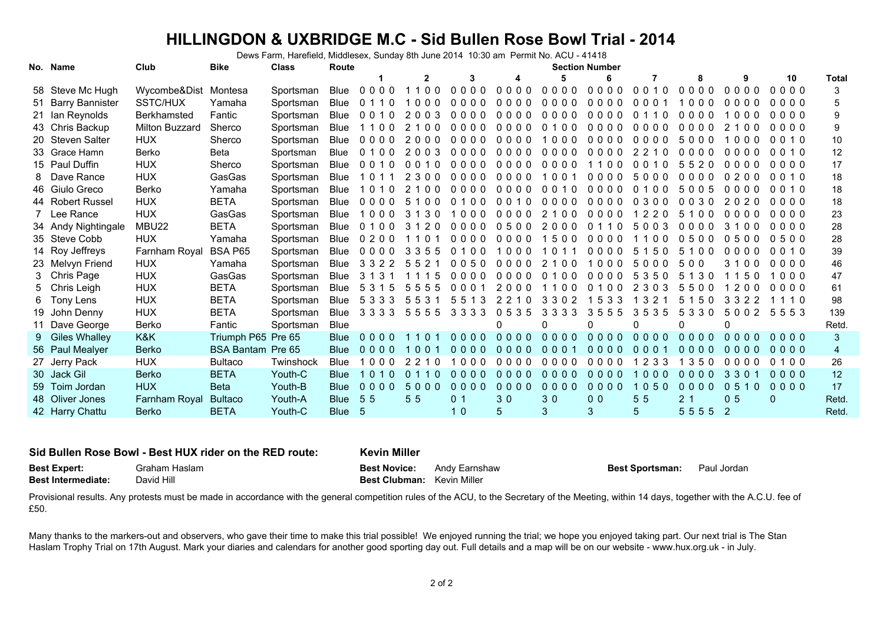# HILLINGDON & UXBRIDGE M.C - Sid Bullen Rose Bowl Trial - 2014

Dews Farm, Harefield, Middlesex, Sunday 8th June 2014 10:30 am Permit No. ACU - 41418

| No. | Name | Club | Bike | Class | Route | Section Number 1 | 2 | 3 | 4 | 5 | 6 | 7 | 8 | 9 | 10 | Total |
|---|---|---|---|---|---|---|---|---|---|---|---|---|---|---|---|---|
| 58 | Steve Mc Hugh | Wycombe&Dist | Montesa | Sportsman | Blue | 0 0 0 0 | 1 1 0 0 | 0 0 0 0 | 0 0 0 0 | 0 0 0 0 | 0 0 0 0 | 0 0 1 0 | 0 0 0 0 | 0 0 0 0 | 0 0 0 0 | 3 |
| 51 | Barry Bannister | SSTC/HUX | Yamaha | Sportsman | Blue | 0 1 1 0 | 1 0 0 0 | 0 0 0 0 | 0 0 0 0 | 0 0 0 0 | 0 0 0 0 | 0 0 0 1 | 1 0 0 0 | 0 0 0 0 | 0 0 0 0 | 5 |
| 21 | Ian Reynolds | Berkhamsted | Fantic | Sportsman | Blue | 0 0 1 0 | 2 0 0 3 | 0 0 0 0 | 0 0 0 0 | 0 0 0 0 | 0 0 0 0 | 0 1 1 0 | 0 0 0 0 | 1 0 0 0 | 0 0 0 0 | 9 |
| 43 | Chris Backup | Milton Buzzard | Sherco | Sportsman | Blue | 1 1 0 0 | 2 1 0 0 | 0 0 0 0 | 0 0 0 0 | 0 1 0 0 | 0 0 0 0 | 0 0 0 0 | 0 0 0 0 | 2 1 0 0 | 0 0 0 0 | 9 |
| 20 | Steven Salter | HUX | Sherco | Sportsman | Blue | 0 0 0 0 | 2 0 0 0 | 0 0 0 0 | 0 0 0 0 | 1 0 0 0 | 0 0 0 0 | 0 0 0 0 | 5 0 0 0 | 1 0 0 0 | 0 0 1 0 | 10 |
| 33 | Grace Hamn | Berko | Beta | Sportsman | Blue | 0 1 0 0 | 2 0 0 3 | 0 0 0 0 | 0 0 0 0 | 0 0 0 0 | 0 0 0 0 | 2 2 1 0 | 0 0 0 0 | 0 0 0 0 | 0 0 1 0 | 12 |
| 15 | Paul Duffin | HUX | Sherco | Sportsman | Blue | 0 0 1 0 | 0 0 1 0 | 0 0 0 0 | 0 0 0 0 | 0 0 0 0 | 1 1 0 0 | 0 0 1 0 | 5 5 2 0 | 0 0 0 0 | 0 0 0 0 | 17 |
| 8 | Dave Rance | HUX | GasGas | Sportsman | Blue | 1 0 1 1 | 2 3 0 0 | 0 0 0 0 | 0 0 0 0 | 1 0 0 1 | 0 0 0 0 | 5 0 0 0 | 0 0 0 0 | 0 2 0 0 | 0 0 1 0 | 18 |
| 46 | Giulo Greco | Berko | Yamaha | Sportsman | Blue | 1 0 1 0 | 2 1 0 0 | 0 0 0 0 | 0 0 0 0 | 0 0 1 0 | 0 0 0 0 | 0 1 0 0 | 5 0 0 5 | 0 0 0 0 | 0 0 1 0 | 18 |
| 44 | Robert Russel | HUX | BETA | Sportsman | Blue | 0 0 0 0 | 5 1 0 0 | 0 1 0 0 | 0 0 1 0 | 0 0 0 0 | 0 0 0 0 | 0 3 0 0 | 0 0 3 0 | 2 0 2 0 | 0 0 0 0 | 18 |
| 7 | Lee Rance | HUX | GasGas | Sportsman | Blue | 1 0 0 0 | 3 1 3 0 | 1 0 0 0 | 0 0 0 0 | 2 1 0 0 | 0 0 0 0 | 1 2 2 0 | 5 1 0 0 | 0 0 0 0 | 0 0 0 0 | 23 |
| 34 | Andy Nightingale | MBU22 | BETA | Sportsman | Blue | 0 1 0 0 | 3 1 2 0 | 0 0 0 0 | 0 5 0 0 | 2 0 0 0 | 0 1 1 0 | 5 0 0 3 | 0 0 0 0 | 3 1 0 0 | 0 0 0 0 | 28 |
| 35 | Steve Cobb | HUX | Yamaha | Sportsman | Blue | 0 2 0 0 | 1 1 0 1 | 0 0 0 0 | 0 0 0 0 | 1 5 0 0 | 0 0 0 0 | 1 1 0 0 | 0 5 0 0 | 0 5 0 0 | 0 5 0 0 | 28 |
| 14 | Roy Jeffreys | Farnham Royal | BSA P65 | Sportsman | Blue | 0 0 0 0 | 3 3 5 5 | 0 1 0 0 | 1 0 0 0 | 1 0 1 1 | 0 0 0 0 | 5 1 5 0 | 5 1 0 0 | 0 0 0 0 | 0 0 1 0 | 39 |
| 23 | Melvyn Friend | HUX | Yamaha | Sportsman | Blue | 3 3 2 2 | 5 5 2 1 | 0 0 5 0 | 0 0 0 0 | 2 1 0 0 | 1 0 0 0 | 5 0 0 0 | 5 0 0 | 3 1 0 0 | 0 0 0 0 | 46 |
| 3 | Chris Page | HUX | GasGas | Sportsman | Blue | 3 1 3 1 | 1 1 1 5 | 0 0 0 0 | 0 0 0 0 | 0 1 0 0 | 0 0 0 0 | 5 3 5 0 | 5 1 3 0 | 1 1 5 0 | 1 0 0 0 | 47 |
| 5 | Chris Leigh | HUX | BETA | Sportsman | Blue | 5 3 1 5 | 5 5 5 5 | 0 0 0 1 | 2 0 0 0 | 1 1 0 0 | 0 1 0 0 | 2 3 0 3 | 5 5 0 0 | 1 2 0 0 | 0 0 0 0 | 61 |
| 6 | Tony Lens | HUX | BETA | Sportsman | Blue | 5 3 3 3 | 5 5 3 1 | 5 5 1 3 | 2 2 1 0 | 3 3 0 2 | 1 5 3 3 | 1 3 2 1 | 5 1 5 0 | 3 3 2 2 | 1 1 1 0 | 98 |
| 19 | John Denny | HUX | BETA | Sportsman | Blue | 3 3 3 3 | 5 5 5 5 | 3 3 3 3 | 0 5 3 5 | 3 3 3 3 | 3 5 5 5 | 3 5 3 5 | 5 3 3 0 | 5 0 0 2 | 5 5 5 3 | 139 |
| 11 | Dave George | Berko | Fantic | Sportsman | Blue | | | | 0 | 0 | 0 | 0 | 0 | 0 | | Retd. |
| 9 | Giles Whalley | K&K | Triumph P65 | Pre 65 | Blue | 0 0 0 0 | 1 1 0 1 | 0 0 0 0 | 0 0 0 0 | 0 0 0 0 | 0 0 0 0 | 0 0 0 0 | 0 0 0 0 | 0 0 0 0 | 0 0 0 0 | 3 |
| 56 | Paul Mealyer | Berko | BSA Bantam | Pre 65 | Blue | 0 0 0 0 | 1 0 0 1 | 0 0 0 0 | 0 0 0 0 | 0 0 0 1 | 0 0 0 0 | 0 0 0 1 | 0 0 0 0 | 0 0 0 0 | 0 0 0 0 | 4 |
| 27 | Jerry Pack | HUX | Bultaco | Twinshock | Blue | 1 0 0 0 | 2 2 1 0 | 1 0 0 0 | 0 0 0 0 | 0 0 0 0 | 0 0 0 0 | 1 2 3 3 | 1 3 5 0 | 0 0 0 0 | 0 1 0 0 | 26 |
| 30 | Jack Gil | Berko | BETA | Youth-C | Blue | 1 0 1 0 | 0 1 1 0 | 0 0 0 0 | 0 0 0 0 | 0 0 0 0 | 0 0 0 0 | 1 0 0 0 | 0 0 0 0 | 3 3 0 1 | 0 0 0 0 | 12 |
| 59 | Toim Jordan | HUX | Beta | Youth-B | Blue | 0 0 0 0 | 5 0 0 0 | 0 0 0 0 | 0 0 0 0 | 0 0 0 0 | 0 0 0 0 | 1 0 5 0 | 0 0 0 0 | 0 5 1 0 | 0 0 0 0 | 17 |
| 48 | Oliver Jones | Farnham Royal | Bultaco | Youth-A | Blue | 5 5 | 5 5 | 0 1 | 3 0 | 3 0 | 0 0 | 5 5 | 2 1 | 0 5 | 0 | Retd. |
| 42 | Harry Chattu | Berko | BETA | Youth-C | Blue | 5 | | 1 0 | 5 | 3 | 3 | 5 | 5 5 5 5 | 2 | | Retd. |

**Sid Bullen Rose Bowl - Best HUX rider on the RED route:** **Kevin Miller**

**Best Expert:** Graham Haslam
**Best Intermediate:** David Hill
**Best Novice:** Andy Earnshaw
**Best Clubman:** Kevin Miller
**Best Sportsman:** Paul Jordan

Provisional results. Any protests must be made in accordance with the general competition rules of the ACU, to the Secretary of the Meeting, within 14 days, together with the A.C.U. fee of £50.

Many thanks to the markers-out and observers, who gave their time to make this trial possible! We enjoyed running the trial; we hope you enjoyed taking part. Our next trial is The Stan Haslam Trophy Trial on 17th August. Mark your diaries and calendars for another good sporting day out. Full details and a map will be on our website - www.hux.org.uk - in July.